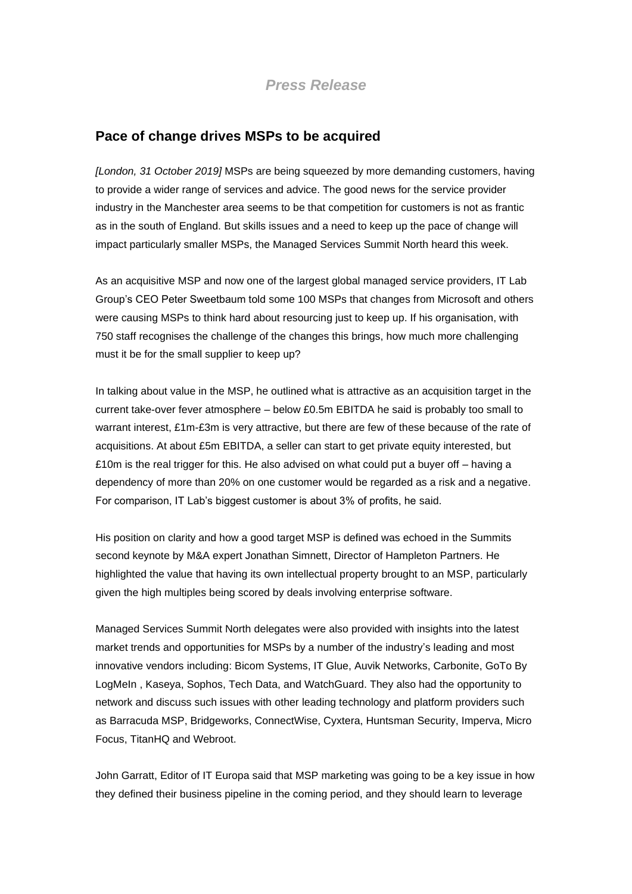*Press Release*

## Pace of change drives MSPs to be acquired

*[London, 31 October 2019]* MSPs are being squeezed by more demanding customers, having to provide a wider range of services and advice. The good news for the service provider industry in the Manchester area seems to be that competition for customers is not as frantic as in the south of England. But skills issues and a need to keep up the pace of change will impact particularly smaller MSPs, the Managed Services Summit North heard this week.

As an acquisitive MSP and now one of the largest global managed service providers, IT Lab Group's CEO Peter Sweetbaum told some 100 MSPs that changes from Microsoft and others were causing MSPs to think hard about resourcing just to keep up. If his organisation, with 750 staff recognises the challenge of the changes this brings, how much more challenging must it be for the small supplier to keep up?

In talking about value in the MSP, he outlined what is attractive as an acquisition target in the current take-over fever atmosphere – below £0.5m EBITDA he said is probably too small to warrant interest, £1m-£3m is very attractive, but there are few of these because of the rate of acquisitions. At about £5m EBITDA, a seller can start to get private equity interested, but £10m is the real trigger for this. He also advised on what could put a buyer off – having a dependency of more than 20% on one customer would be regarded as a risk and a negative. For comparison, IT Lab's biggest customer is about 3% of profits, he said.

His position on clarity and how a good target MSP is defined was echoed in the Summits second keynote by M&A expert Jonathan Simnett, Director of Hampleton Partners. He highlighted the value that having its own intellectual property brought to an MSP, particularly given the high multiples being scored by deals involving enterprise software.

Managed Services Summit North delegates were also provided with insights into the latest market trends and opportunities for MSPs by a number of the industry's leading and most innovative vendors including: Bicom Systems, IT Glue, Auvik Networks, Carbonite, GoTo By LogMeIn , Kaseya, Sophos, Tech Data, and WatchGuard. They also had the opportunity to network and discuss such issues with other leading technology and platform providers such as Barracuda MSP, Bridgeworks, ConnectWise, Cyxtera, Huntsman Security, Imperva, Micro Focus, TitanHQ and Webroot.

John Garratt, Editor of IT Europa said that MSP marketing was going to be a key issue in how they defined their business pipeline in the coming period, and they should learn to leverage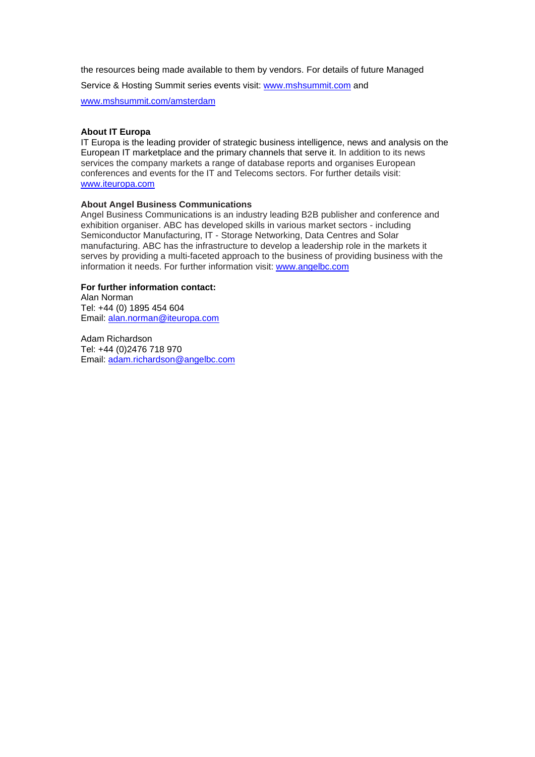the resources being made available to them by vendors. For details of future Managed Service & Hosting Summit series events visit: www.mshsummit.com and www.mshsummit.com/amsterdam

**About IT Europa**
IT Europa is the leading provider of strategic business intelligence, news and analysis on the European IT marketplace and the primary channels that serve it. In addition to its news services the company markets a range of database reports and organises European conferences and events for the IT and Telecoms sectors. For further details visit: www.iteuropa.com

**About Angel Business Communications**
Angel Business Communications is an industry leading B2B publisher and conference and exhibition organiser. ABC has developed skills in various market sectors - including Semiconductor Manufacturing, IT - Storage Networking, Data Centres and Solar manufacturing. ABC has the infrastructure to develop a leadership role in the markets it serves by providing a multi-faceted approach to the business of providing business with the information it needs. For further information visit: www.angelbc.com

**For further information contact:**
Alan Norman
Tel: +44 (0) 1895 454 604
Email: alan.norman@iteuropa.com

Adam Richardson
Tel: +44 (0)2476 718 970
Email: adam.richardson@angelbc.com